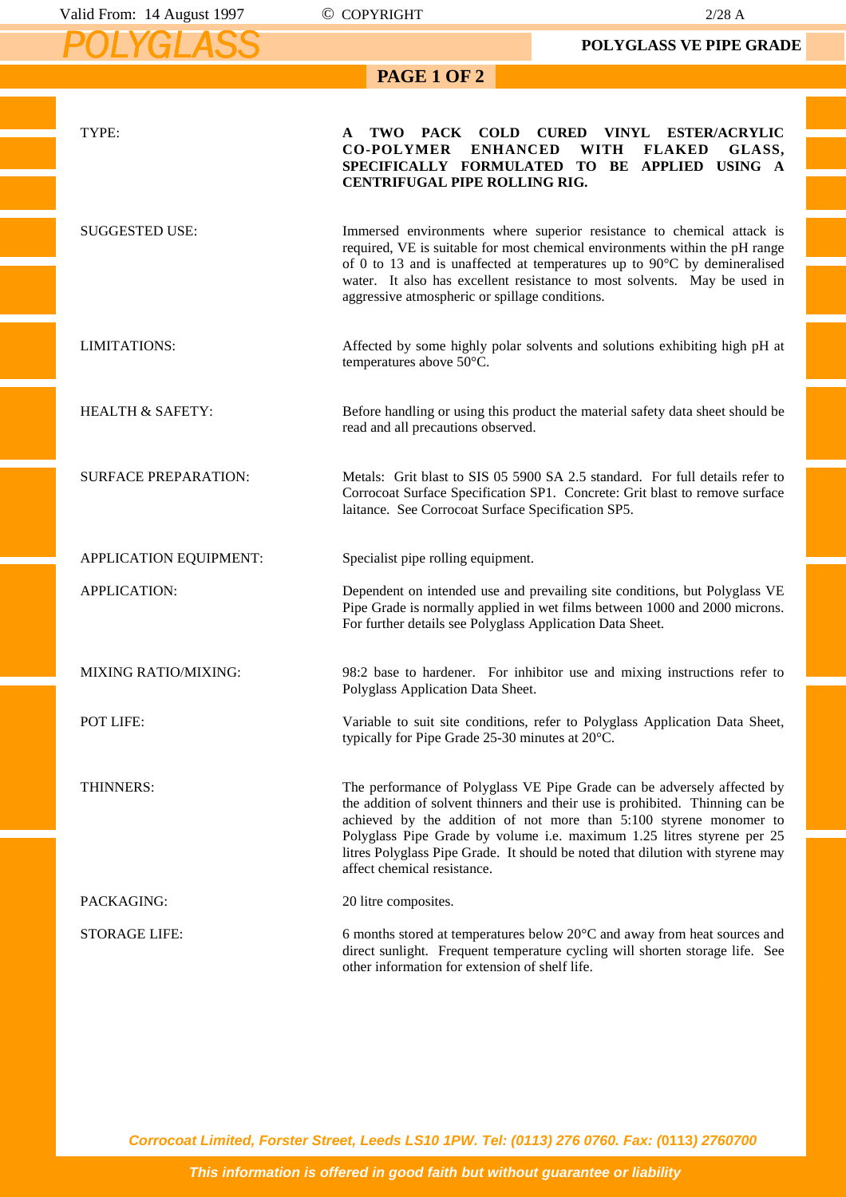# POLYGLASS

## POLYGLASS VE PIPE GRADE

| | |
|---|---|
| TYPE: | **A TWO PACK COLD CURED VINYL ESTER/ACRYLIC CO-POLYMER ENHANCED WITH FLAKED GLASS, SPECIFICALLY FORMULATED TO BE APPLIED USING A CENTRIFUGAL PIPE ROLLING RIG.** |
| SUGGESTED USE: | Immersed environments where superior resistance to chemical attack is required, VE is suitable for most chemical environments within the pH range of 0 to 13 and is unaffected at temperatures up to 90°C by demineralised water. It also has excellent resistance to most solvents. May be used in aggressive atmospheric or spillage conditions. |
| LIMITATIONS: | Affected by some highly polar solvents and solutions exhibiting high pH at temperatures above 50°C. |
| HEALTH & SAFETY: | Before handling or using this product the material safety data sheet should be read and all precautions observed. |
| SURFACE PREPARATION: | Metals: Grit blast to SIS 05 5900 SA 2.5 standard. For full details refer to Corrocoat Surface Specification SP1. Concrete: Grit blast to remove surface laitance. See Corrocoat Surface Specification SP5. |
| APPLICATION EQUIPMENT: | Specialist pipe rolling equipment. |
| APPLICATION: | Dependent on intended use and prevailing site conditions, but Polyglass VE Pipe Grade is normally applied in wet films between 1000 and 2000 microns. For further details see Polyglass Application Data Sheet. |
| MIXING RATIO/MIXING: | 98:2 base to hardener. For inhibitor use and mixing instructions refer to Polyglass Application Data Sheet. |
| POT LIFE: | Variable to suit site conditions, refer to Polyglass Application Data Sheet, typically for Pipe Grade 25-30 minutes at 20°C. |
| THINNERS: | The performance of Polyglass VE Pipe Grade can be adversely affected by the addition of solvent thinners and their use is prohibited. Thinning can be achieved by the addition of not more than 5:100 styrene monomer to Polyglass Pipe Grade by volume i.e. maximum 1.25 litres styrene per 25 litres Polyglass Pipe Grade. It should be noted that dilution with styrene may affect chemical resistance. |
| PACKAGING: | 20 litre composites. |
| STORAGE LIFE: | 6 months stored at temperatures below 20°C and away from heat sources and direct sunlight. Frequent temperature cycling will shorten storage life. See other information for extension of shelf life. |

*Corrocoat Limited, Forster Street, Leeds LS10 1PW. Tel: (0113) 276 0760. Fax: (0113) 2760700*

*This information is offered in good faith but without guarantee or liability*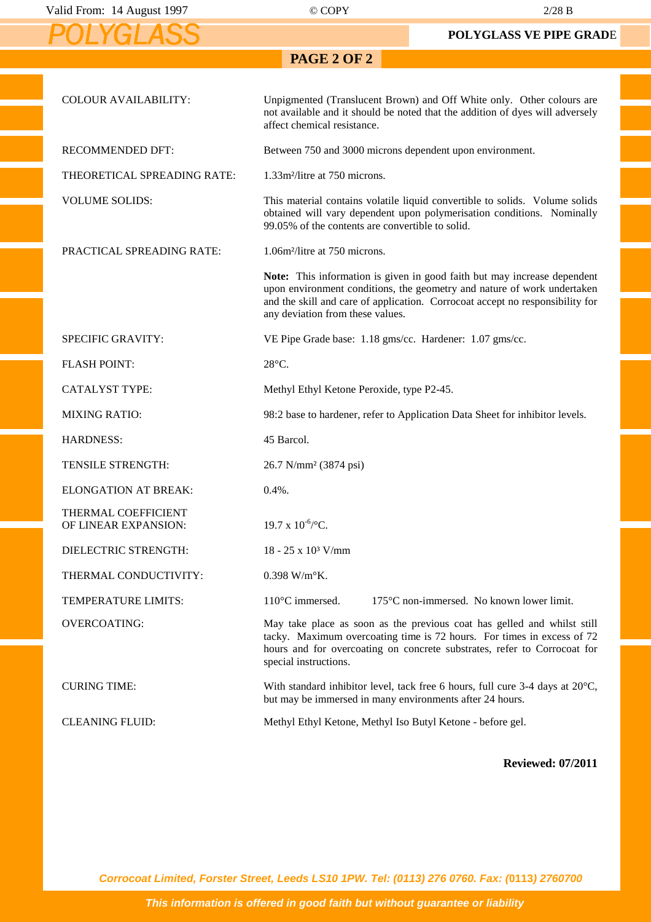| | |
|---|---|
| COLOUR AVAILABILITY: | Unpigmented (Translucent Brown) and Off White only. Other colours are not available and it should be noted that the addition of dyes will adversely affect chemical resistance. |
| RECOMMENDED DFT: | Between 750 and 3000 microns dependent upon environment. |
| THEORETICAL SPREADING RATE: | 1.33m²/litre at 750 microns. |
| VOLUME SOLIDS: | This material contains volatile liquid convertible to solids. Volume solids obtained will vary dependent upon polymerisation conditions. Nominally 99.05% of the contents are convertible to solid. |
| PRACTICAL SPREADING RATE: | 1.06m²/litre at 750 microns. |
| | **Note:** This information is given in good faith but may increase dependent upon environment conditions, the geometry and nature of work undertaken and the skill and care of application. Corrocoat accept no responsibility for any deviation from these values. |
| SPECIFIC GRAVITY: | VE Pipe Grade base: 1.18 gms/cc. Hardener: 1.07 gms/cc. |
| FLASH POINT: | 28°C. |
| CATALYST TYPE: | Methyl Ethyl Ketone Peroxide, type P2-45. |
| MIXING RATIO: | 98:2 base to hardener, refer to Application Data Sheet for inhibitor levels. |
| HARDNESS: | 45 Barcol. |
| TENSILE STRENGTH: | 26.7 N/mm² (3874 psi) |
| ELONGATION AT BREAK: | 0.4%. |
| THERMAL COEFFICIENT OF LINEAR EXPANSION: | $19.7 \times 10^{-6}$/°C. |
| DIELECTRIC STRENGTH: | $18 - 25 \times 10^{3}$ V/mm |
| THERMAL CONDUCTIVITY: | 0.398 W/m°K. |
| TEMPERATURE LIMITS: | 110°C immersed. 175°C non-immersed. No known lower limit. |
| OVERCOATING: | May take place as soon as the previous coat has gelled and whilst still tacky. Maximum overcoating time is 72 hours. For times in excess of 72 hours and for overcoating on concrete substrates, refer to Corrocoat for special instructions. |
| CURING TIME: | With standard inhibitor level, tack free 6 hours, full cure 3-4 days at 20°C, but may be immersed in many environments after 24 hours. |
| CLEANING FLUID: | Methyl Ethyl Ketone, Methyl Iso Butyl Ketone - before gel. |

**Reviewed: 07/2011**

*Corrocoat Limited, Forster Street, Leeds LS10 1PW. Tel: (0113) 276 0760. Fax: (0113) 2760700*

*This information is offered in good faith but without guarantee or liability*